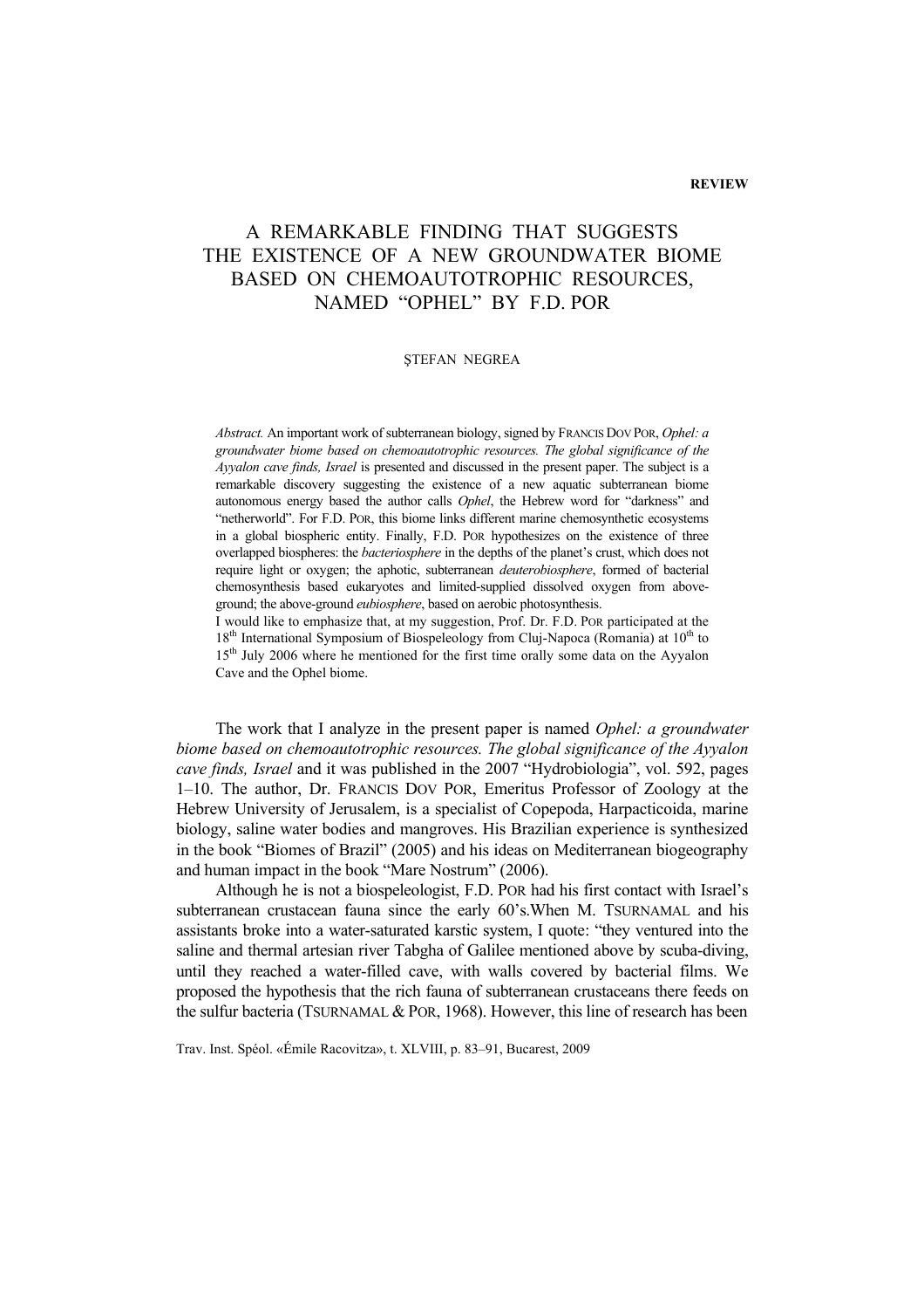**REVIEW**

# A REMARKABLE FINDING THAT SUGGESTS THE EXISTENCE OF A NEW GROUNDWATER BIOME BASED ON CHEMOAUTOTROPHIC RESOURCES, NAMED "OPHEL" BY F.D. POR

ŞTEFAN NEGREA

*Abstract.* An important work of subterranean biology, signed by FRANCIS DOV POR, *Ophel: a groundwater biome based on chemoautotrophic resources. The global significance of the Ayyalon cave finds, Israel* is presented and discussed in the present paper. The subject is a remarkable discovery suggesting the existence of a new aquatic subterranean biome autonomous energy based the author calls *Ophel*, the Hebrew word for "darkness" and "netherworld". For F.D. POR, this biome links different marine chemosynthetic ecosystems in a global biospheric entity. Finally, F.D. POR hypothesizes on the existence of three overlapped biospheres: the *bacteriosphere* in the depths of the planet's crust, which does not require light or oxygen; the aphotic, subterranean *deuterobiosphere*, formed of bacterial chemosynthesis based eukaryotes and limited-supplied dissolved oxygen from above-ground; the above-ground *eubiosphere*, based on aerobic photosynthesis.

I would like to emphasize that, at my suggestion, Prof. Dr. F.D. POR participated at the 18th International Symposium of Biospeleology from Cluj-Napoca (Romania) at 10th to 15th July 2006 where he mentioned for the first time orally some data on the Ayyalon Cave and the Ophel biome.

The work that I analyze in the present paper is named *Ophel: a groundwater biome based on chemoautotrophic resources. The global significance of the Ayyalon cave finds, Israel* and it was published in the 2007 "Hydrobiologia", vol. 592, pages 1–10. The author, Dr. FRANCIS DOV POR, Emeritus Professor of Zoology at the Hebrew University of Jerusalem, is a specialist of Copepoda, Harpacticoida, marine biology, saline water bodies and mangroves. His Brazilian experience is synthesized in the book "Biomes of Brazil" (2005) and his ideas on Mediterranean biogeography and human impact in the book "Mare Nostrum" (2006).

Although he is not a biospeleologist, F.D. POR had his first contact with Israel's subterranean crustacean fauna since the early 60's.When M. TSURNAMAL and his assistants broke into a water-saturated karstic system, I quote: "they ventured into the saline and thermal artesian river Tabgha of Galilee mentioned above by scuba-diving, until they reached a water-filled cave, with walls covered by bacterial films. We proposed the hypothesis that the rich fauna of subterranean crustaceans there feeds on the sulfur bacteria (TSURNAMAL & POR, 1968). However, this line of research has been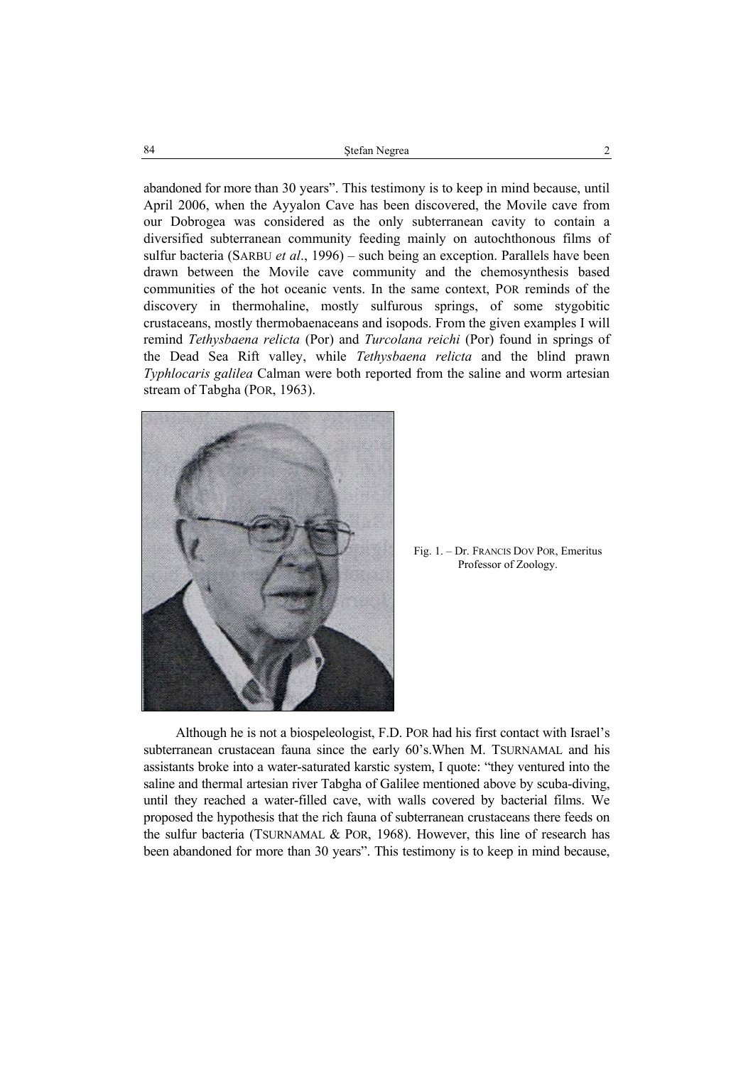abandoned for more than 30 years". This testimony is to keep in mind because, until April 2006, when the Ayyalon Cave has been discovered, the Movile cave from our Dobrogea was considered as the only subterranean cavity to contain a diversified subterranean community feeding mainly on autochthonous films of sulfur bacteria (SARBU *et al*., 1996) – such being an exception. Parallels have been drawn between the Movile cave community and the chemosynthesis based communities of the hot oceanic vents. In the same context, POR reminds of the discovery in thermohaline, mostly sulfurous springs, of some stygobitic crustaceans, mostly thermobaenaceans and isopods. From the given examples I will remind *Tethysbaena relicta* (Por) and *Turcolana reichi* (Por) found in springs of the Dead Sea Rift valley, while *Tethysbaena relicta* and the blind prawn *Typhlocaris galilea* Calman were both reported from the saline and worm artesian stream of Tabgha (POR, 1963).

Fig. 1. – Dr. FRANCIS DOV POR, Emeritus Professor of Zoology.

Although he is not a biospeleologist, F.D. POR had his first contact with Israel's subterranean crustacean fauna since the early 60's.When M. TSURNAMAL and his assistants broke into a water-saturated karstic system, I quote: "they ventured into the saline and thermal artesian river Tabgha of Galilee mentioned above by scuba-diving, until they reached a water-filled cave, with walls covered by bacterial films. We proposed the hypothesis that the rich fauna of subterranean crustaceans there feeds on the sulfur bacteria (TSURNAMAL & POR, 1968). However, this line of research has been abandoned for more than 30 years". This testimony is to keep in mind because,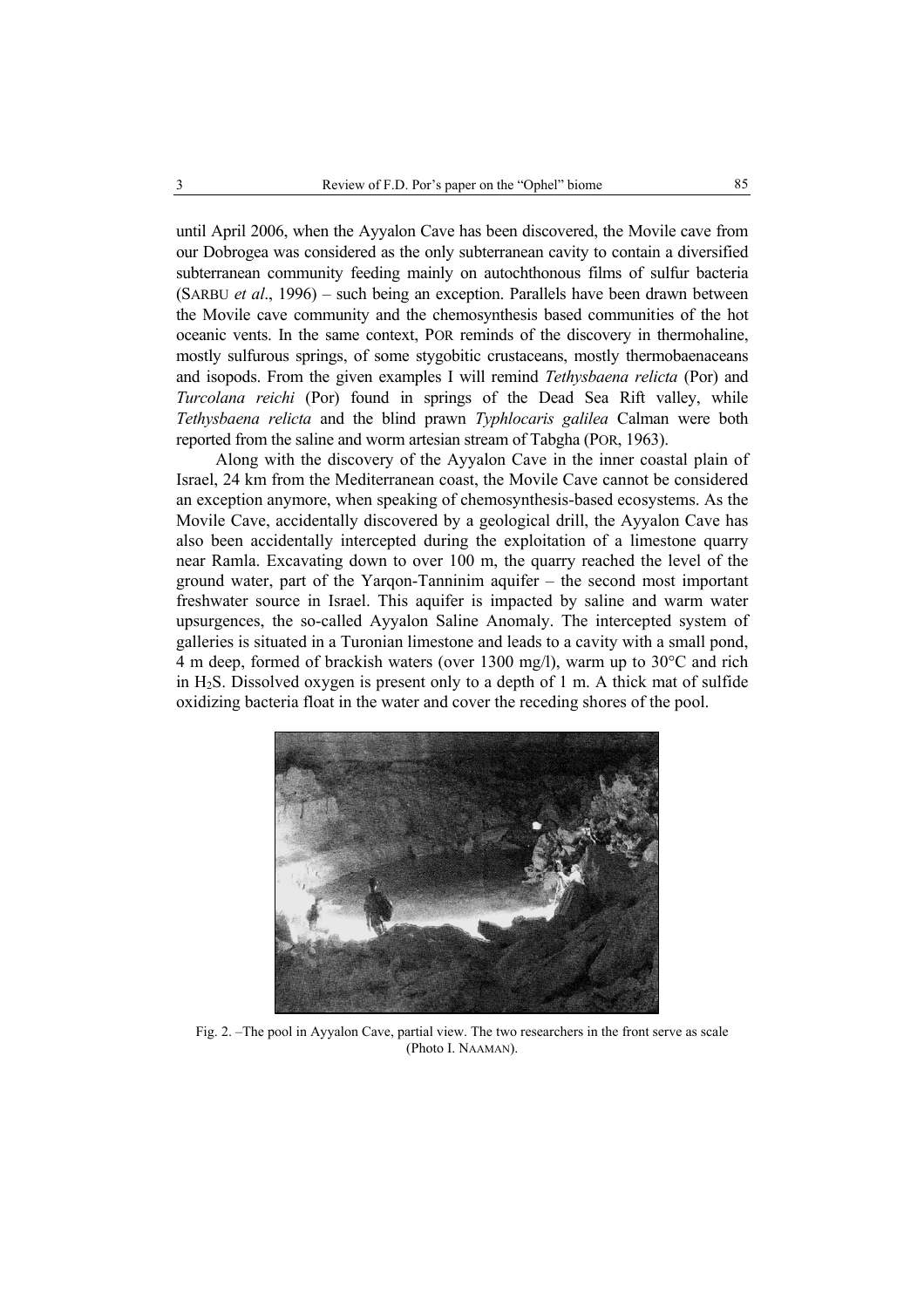until April 2006, when the Ayyalon Cave has been discovered, the Movile cave from our Dobrogea was considered as the only subterranean cavity to contain a diversified subterranean community feeding mainly on autochthonous films of sulfur bacteria (SARBU *et al*., 1996) – such being an exception. Parallels have been drawn between the Movile cave community and the chemosynthesis based communities of the hot oceanic vents. In the same context, POR reminds of the discovery in thermohaline, mostly sulfurous springs, of some stygobitic crustaceans, mostly thermobaenaceans and isopods. From the given examples I will remind *Tethysbaena relicta* (Por) and *Turcolana reichi* (Por) found in springs of the Dead Sea Rift valley, while *Tethysbaena relicta* and the blind prawn *Typhlocaris galilea* Calman were both reported from the saline and worm artesian stream of Tabgha (POR, 1963).

Along with the discovery of the Ayyalon Cave in the inner coastal plain of Israel, 24 km from the Mediterranean coast, the Movile Cave cannot be considered an exception anymore, when speaking of chemosynthesis-based ecosystems. As the Movile Cave, accidentally discovered by a geological drill, the Ayyalon Cave has also been accidentally intercepted during the exploitation of a limestone quarry near Ramla. Excavating down to over 100 m, the quarry reached the level of the ground water, part of the Yarqon-Tanninim aquifer – the second most important freshwater source in Israel. This aquifer is impacted by saline and warm water upsurgences, the so-called Ayyalon Saline Anomaly. The intercepted system of galleries is situated in a Turonian limestone and leads to a cavity with a small pond, 4 m deep, formed of brackish waters (over 1300 mg/l), warm up to 30°C and rich in $H_2S$. Dissolved oxygen is present only to a depth of 1 m. A thick mat of sulfide oxidizing bacteria float in the water and cover the receding shores of the pool.

Fig. 2. –The pool in Ayyalon Cave, partial view. The two researchers in the front serve as scale (Photo I. NAAMAN).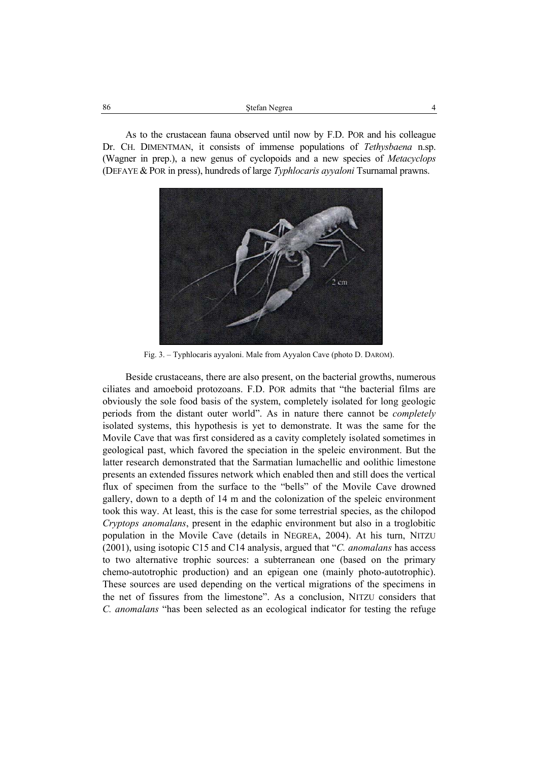As to the crustacean fauna observed until now by F.D. POR and his colleague Dr. CH. DIMENTMAN, it consists of immense populations of *Tethysbaena* n.sp. (Wagner in prep.), a new genus of cyclopoids and a new species of *Metacyclops* (DEFAYE & POR in press), hundreds of large *Typhlocaris ayyaloni* Tsurnamal prawns.

Fig. 3. – Typhlocaris ayyaloni. Male from Ayyalon Cave (photo D. DAROM).

Beside crustaceans, there are also present, on the bacterial growths, numerous ciliates and amoeboid protozoans. F.D. POR admits that "the bacterial films are obviously the sole food basis of the system, completely isolated for long geologic periods from the distant outer world". As in nature there cannot be *completely* isolated systems, this hypothesis is yet to demonstrate. It was the same for the Movile Cave that was first considered as a cavity completely isolated sometimes in geological past, which favored the speciation in the speleic environment. But the latter research demonstrated that the Sarmatian lumachellic and oolithic limestone presents an extended fissures network which enabled then and still does the vertical flux of specimen from the surface to the "bells" of the Movile Cave drowned gallery, down to a depth of 14 m and the colonization of the speleic environment took this way. At least, this is the case for some terrestrial species, as the chilopod *Cryptops anomalans*, present in the edaphic environment but also in a troglobitic population in the Movile Cave (details in NEGREA, 2004). At his turn, NITZU (2001), using isotopic C15 and C14 analysis, argued that "*C. anomalans* has access to two alternative trophic sources: a subterranean one (based on the primary chemo-autotrophic production) and an epigean one (mainly photo-autotrophic). These sources are used depending on the vertical migrations of the specimens in the net of fissures from the limestone". As a conclusion, NITZU considers that *C. anomalans* "has been selected as an ecological indicator for testing the refuge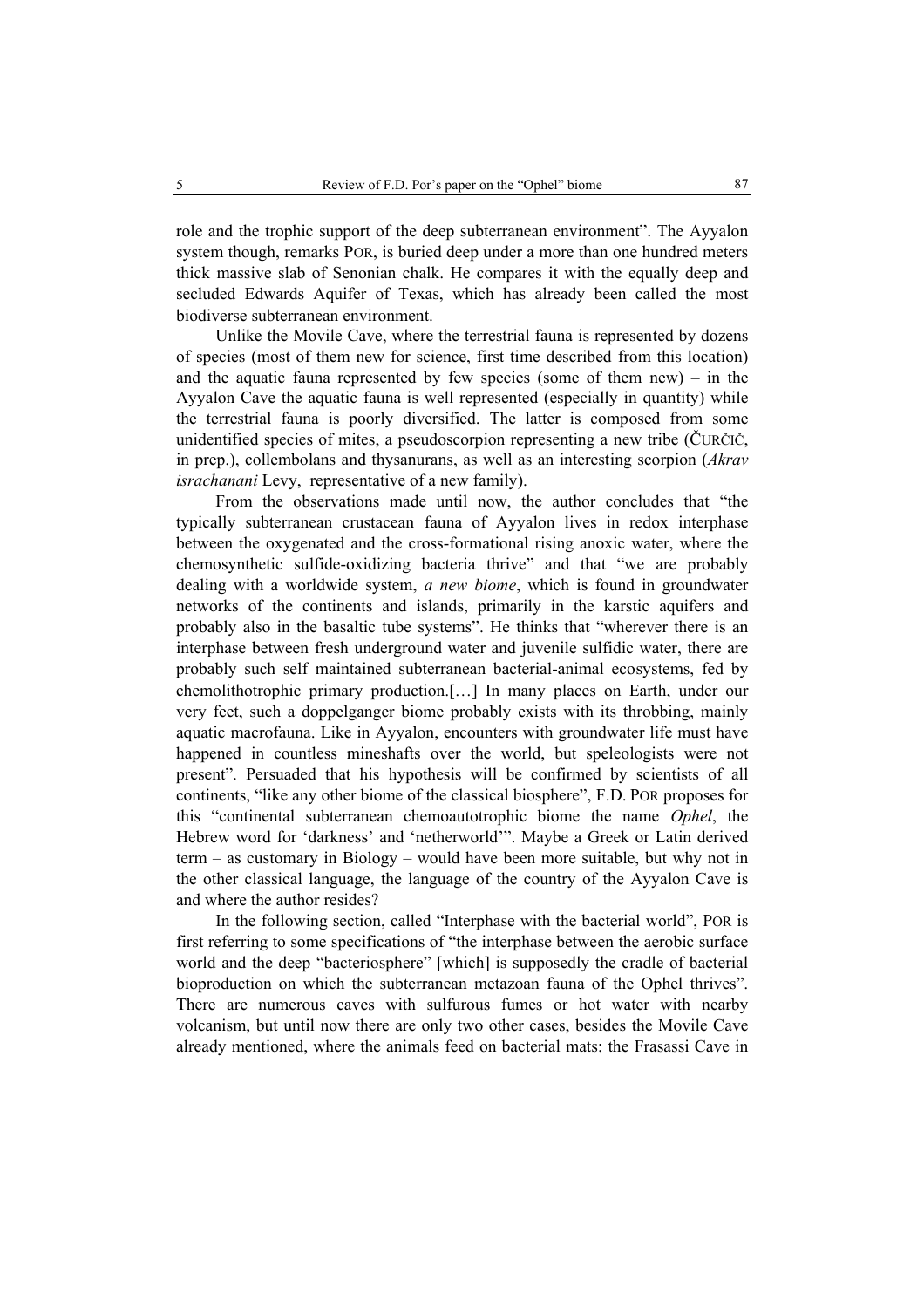role and the trophic support of the deep subterranean environment". The Ayyalon system though, remarks POR, is buried deep under a more than one hundred meters thick massive slab of Senonian chalk. He compares it with the equally deep and secluded Edwards Aquifer of Texas, which has already been called the most biodiverse subterranean environment.

Unlike the Movile Cave, where the terrestrial fauna is represented by dozens of species (most of them new for science, first time described from this location) and the aquatic fauna represented by few species (some of them new) – in the Ayyalon Cave the aquatic fauna is well represented (especially in quantity) while the terrestrial fauna is poorly diversified. The latter is composed from some unidentified species of mites, a pseudoscorpion representing a new tribe (ČURČIĆ, in prep.), collembolans and thysanurans, as well as an interesting scorpion (*Akrav israchanani* Levy, representative of a new family).

From the observations made until now, the author concludes that "the typically subterranean crustacean fauna of Ayyalon lives in redox interphase between the oxygenated and the cross-formational rising anoxic water, where the chemosynthetic sulfide-oxidizing bacteria thrive" and that "we are probably dealing with a worldwide system, *a new biome*, which is found in groundwater networks of the continents and islands, primarily in the karstic aquifers and probably also in the basaltic tube systems". He thinks that "wherever there is an interphase between fresh underground water and juvenile sulfidic water, there are probably such self maintained subterranean bacterial-animal ecosystems, fed by chemolithotrophic primary production.[…] In many places on Earth, under our very feet, such a doppelganger biome probably exists with its throbbing, mainly aquatic macrofauna. Like in Ayyalon, encounters with groundwater life must have happened in countless mineshafts over the world, but speleologists were not present". Persuaded that his hypothesis will be confirmed by scientists of all continents, "like any other biome of the classical biosphere", F.D. POR proposes for this "continental subterranean chemoautotrophic biome the name *Ophel*, the Hebrew word for 'darkness' and 'netherworld'". Maybe a Greek or Latin derived term – as customary in Biology – would have been more suitable, but why not in the other classical language, the language of the country of the Ayyalon Cave is and where the author resides?

In the following section, called "Interphase with the bacterial world", POR is first referring to some specifications of "the interphase between the aerobic surface world and the deep "bacteriosphere" [which] is supposedly the cradle of bacterial bioproduction on which the subterranean metazoan fauna of the Ophel thrives". There are numerous caves with sulfurous fumes or hot water with nearby volcanism, but until now there are only two other cases, besides the Movile Cave already mentioned, where the animals feed on bacterial mats: the Frasassi Cave in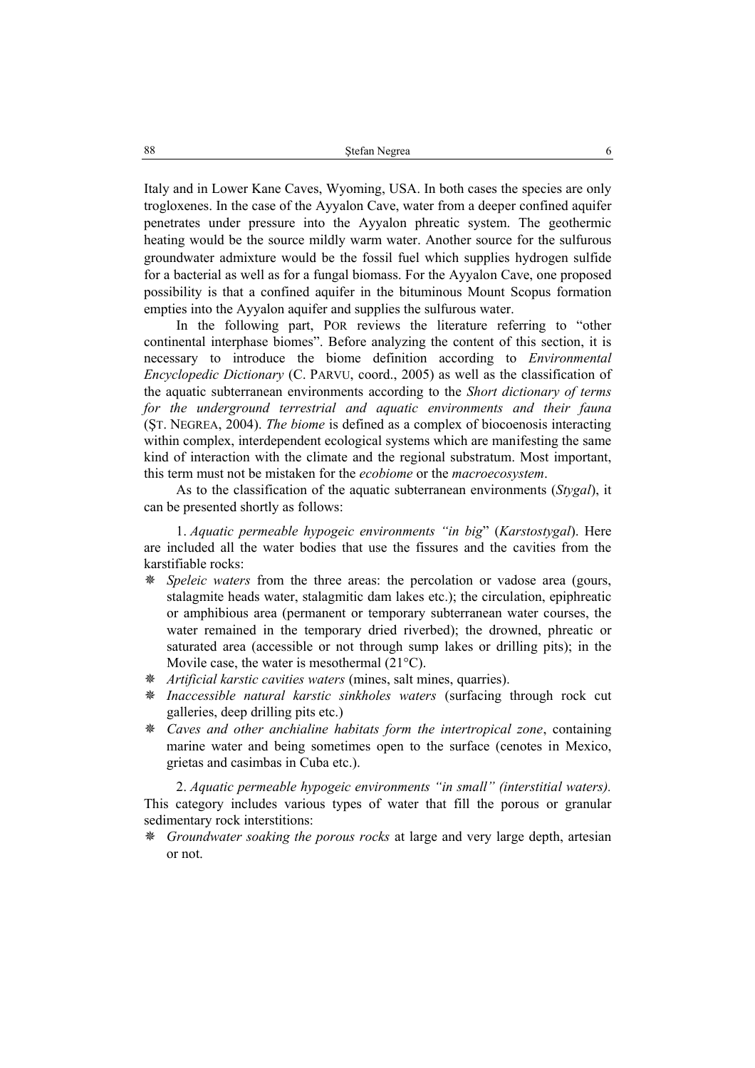Italy and in Lower Kane Caves, Wyoming, USA. In both cases the species are only trogloxenes. In the case of the Ayyalon Cave, water from a deeper confined aquifer penetrates under pressure into the Ayyalon phreatic system. The geothermic heating would be the source mildly warm water. Another source for the sulfurous groundwater admixture would be the fossil fuel which supplies hydrogen sulfide for a bacterial as well as for a fungal biomass. For the Ayyalon Cave, one proposed possibility is that a confined aquifer in the bituminous Mount Scopus formation empties into the Ayyalon aquifer and supplies the sulfurous water.

In the following part, POR reviews the literature referring to "other continental interphase biomes". Before analyzing the content of this section, it is necessary to introduce the biome definition according to *Environmental Encyclopedic Dictionary* (C. PARVU, coord., 2005) as well as the classification of the aquatic subterranean environments according to the *Short dictionary of terms for the underground terrestrial and aquatic environments and their fauna* (ŞT. NEGREA, 2004). *The biome* is defined as a complex of biocoenosis interacting within complex, interdependent ecological systems which are manifesting the same kind of interaction with the climate and the regional substratum. Most important, this term must not be mistaken for the *ecobiome* or the *macroecosystem*.

As to the classification of the aquatic subterranean environments (*Stygal*), it can be presented shortly as follows:

1. *Aquatic permeable hypogeic environments "in big"* (*Karstostygal*). Here are included all the water bodies that use the fissures and the cavities from the karstifiable rocks:

- *Speleic waters* from the three areas: the percolation or vadose area (gours, stalagmite heads water, stalagmitic dam lakes etc.); the circulation, epiphreatic or amphibious area (permanent or temporary subterranean water courses, the water remained in the temporary dried riverbed); the drowned, phreatic or saturated area (accessible or not through sump lakes or drilling pits); in the Movile case, the water is mesothermal (21°C).
- *Artificial karstic cavities waters* (mines, salt mines, quarries).
- *Inaccessible natural karstic sinkholes waters* (surfacing through rock cut galleries, deep drilling pits etc.)
- *Caves and other anchialine habitats form the intertropical zone*, containing marine water and being sometimes open to the surface (cenotes in Mexico, grietas and casimbas in Cuba etc.).

2. *Aquatic permeable hypogeic environments "in small" (interstitial waters).* This category includes various types of water that fill the porous or granular sedimentary rock interstitions:

- *Groundwater soaking the porous rocks* at large and very large depth, artesian or not.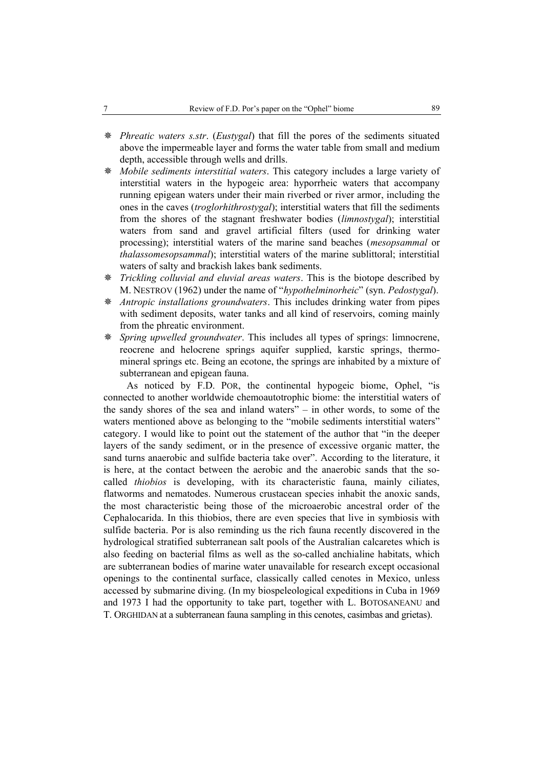- *Phreatic waters s.str*. (*Eustygal*) that fill the pores of the sediments situated above the impermeable layer and forms the water table from small and medium depth, accessible through wells and drills.
- *Mobile sediments interstitial waters*. This category includes a large variety of interstitial waters in the hypogeic area: hyporrheic waters that accompany running epigean waters under their main riverbed or river armor, including the ones in the caves (*troglorhithrostygal*); interstitial waters that fill the sediments from the shores of the stagnant freshwater bodies (*limnostygal*); interstitial waters from sand and gravel artificial filters (used for drinking water processing); interstitial waters of the marine sand beaches (*mesopsammal* or *thalassomesopsammal*); interstitial waters of the marine sublittoral; interstitial waters of salty and brackish lakes bank sediments.
- *Trickling colluvial and eluvial areas waters*. This is the biotope described by M. NESTROV (1962) under the name of "*hypothelminorheic*" (syn. *Pedostygal*).
- *Antropic installations groundwaters*. This includes drinking water from pipes with sediment deposits, water tanks and all kind of reservoirs, coming mainly from the phreatic environment.
- *Spring upwelled groundwater*. This includes all types of springs: limnocrene, reocrene and helocrene springs aquifer supplied, karstic springs, thermo-mineral springs etc. Being an ecotone, the springs are inhabited by a mixture of subterranean and epigean fauna.

As noticed by F.D. POR, the continental hypogeic biome, Ophel, "is connected to another worldwide chemoautotrophic biome: the interstitial waters of the sandy shores of the sea and inland waters" – in other words, to some of the waters mentioned above as belonging to the "mobile sediments interstitial waters" category. I would like to point out the statement of the author that "in the deeper layers of the sandy sediment, or in the presence of excessive organic matter, the sand turns anaerobic and sulfide bacteria take over". According to the literature, it is here, at the contact between the aerobic and the anaerobic sands that the so-called *thiobios* is developing, with its characteristic fauna, mainly ciliates, flatworms and nematodes. Numerous crustacean species inhabit the anoxic sands, the most characteristic being those of the microaerobic ancestral order of the Cephalocarida. In this thiobios, there are even species that live in symbiosis with sulfide bacteria. Por is also reminding us the rich fauna recently discovered in the hydrological stratified subterranean salt pools of the Australian calcaretes which is also feeding on bacterial films as well as the so-called anchialine habitats, which are subterranean bodies of marine water unavailable for research except occasional openings to the continental surface, classically called cenotes in Mexico, unless accessed by submarine diving. (In my biospeleological expeditions in Cuba in 1969 and 1973 I had the opportunity to take part, together with L. BOTOSANEANU and T. ORGHIDAN at a subterranean fauna sampling in this cenotes, casimbas and grietas).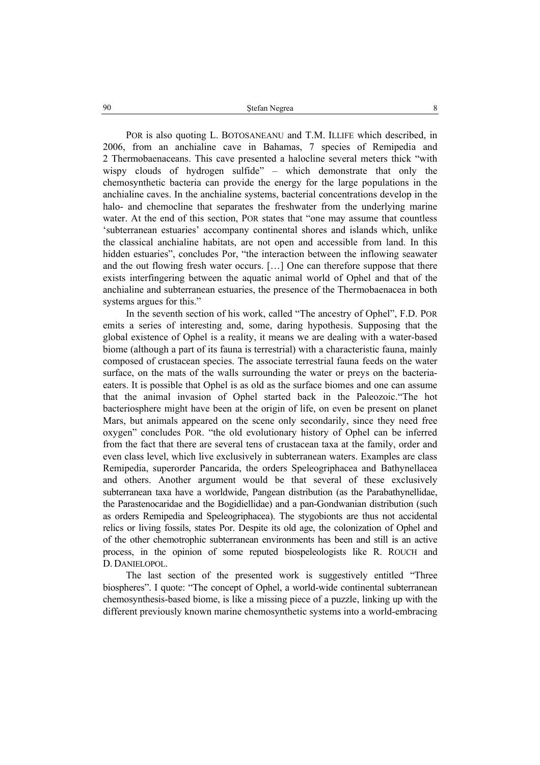POR is also quoting L. BOTOSANEANU and T.M. ILLIFE which described, in 2006, from an anchialine cave in Bahamas, 7 species of Remipedia and 2 Thermobaenaceans. This cave presented a halocline several meters thick "with wispy clouds of hydrogen sulfide" – which demonstrate that only the chemosynthetic bacteria can provide the energy for the large populations in the anchialine caves. In the anchialine systems, bacterial concentrations develop in the halo- and chemocline that separates the freshwater from the underlying marine water. At the end of this section, POR states that "one may assume that countless 'subterranean estuaries' accompany continental shores and islands which, unlike the classical anchialine habitats, are not open and accessible from land. In this hidden estuaries", concludes Por, "the interaction between the inflowing seawater and the out flowing fresh water occurs. […] One can therefore suppose that there exists interfingering between the aquatic animal world of Ophel and that of the anchialine and subterranean estuaries, the presence of the Thermobaenacea in both systems argues for this."

In the seventh section of his work, called "The ancestry of Ophel", F.D. POR emits a series of interesting and, some, daring hypothesis. Supposing that the global existence of Ophel is a reality, it means we are dealing with a water-based biome (although a part of its fauna is terrestrial) with a characteristic fauna, mainly composed of crustacean species. The associate terrestrial fauna feeds on the water surface, on the mats of the walls surrounding the water or preys on the bacteria-eaters. It is possible that Ophel is as old as the surface biomes and one can assume that the animal invasion of Ophel started back in the Paleozoic."The hot bacteriosphere might have been at the origin of life, on even be present on planet Mars, but animals appeared on the scene only secondarily, since they need free oxygen" concludes POR. "the old evolutionary history of Ophel can be inferred from the fact that there are several tens of crustacean taxa at the family, order and even class level, which live exclusively in subterranean waters. Examples are class Remipedia, superorder Pancarida, the orders Speleogriphacea and Bathynellacea and others. Another argument would be that several of these exclusively subterranean taxa have a worldwide, Pangean distribution (as the Parabathynellidae, the Parastenocaridae and the Bogidiellidae) and a pan-Gondwanian distribution (such as orders Remipedia and Speleogriphacea). The stygobionts are thus not accidental relics or living fossils, states Por. Despite its old age, the colonization of Ophel and of the other chemotrophic subterranean environments has been and still is an active process, in the opinion of some reputed biospeleologists like R. ROUCH and D. DANIELOPOL.

The last section of the presented work is suggestively entitled "Three biospheres". I quote: "The concept of Ophel, a world-wide continental subterranean chemosynthesis-based biome, is like a missing piece of a puzzle, linking up with the different previously known marine chemosynthetic systems into a world-embracing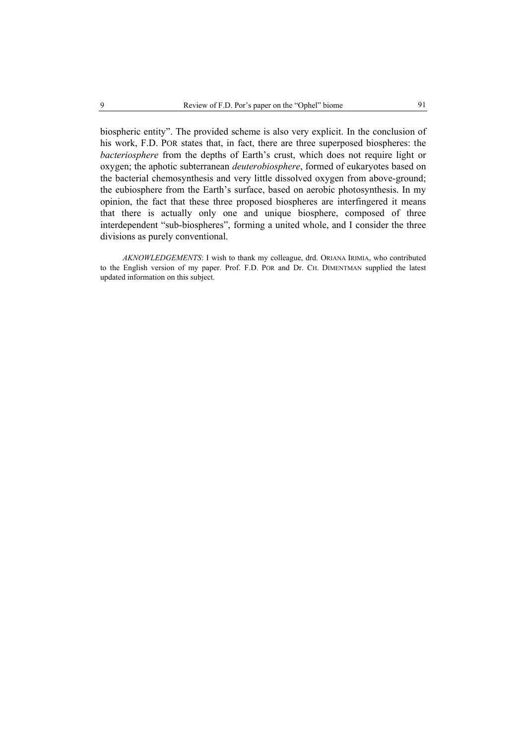biospheric entity". The provided scheme is also very explicit. In the conclusion of his work, F.D. POR states that, in fact, there are three superposed biospheres: the *bacteriosphere* from the depths of Earth's crust, which does not require light or oxygen; the aphotic subterranean *deuterobiosphere*, formed of eukaryotes based on the bacterial chemosynthesis and very little dissolved oxygen from above-ground; the eubiosphere from the Earth's surface, based on aerobic photosynthesis. In my opinion, the fact that these three proposed biospheres are interfingered it means that there is actually only one and unique biosphere, composed of three interdependent "sub-biospheres", forming a united whole, and I consider the three divisions as purely conventional.

*AKNOWLEDGEMENTS*: I wish to thank my colleague, drd. ORIANA IRIMIA, who contributed to the English version of my paper. Prof. F.D. POR and Dr. CH. DIMENTMAN supplied the latest updated information on this subject.